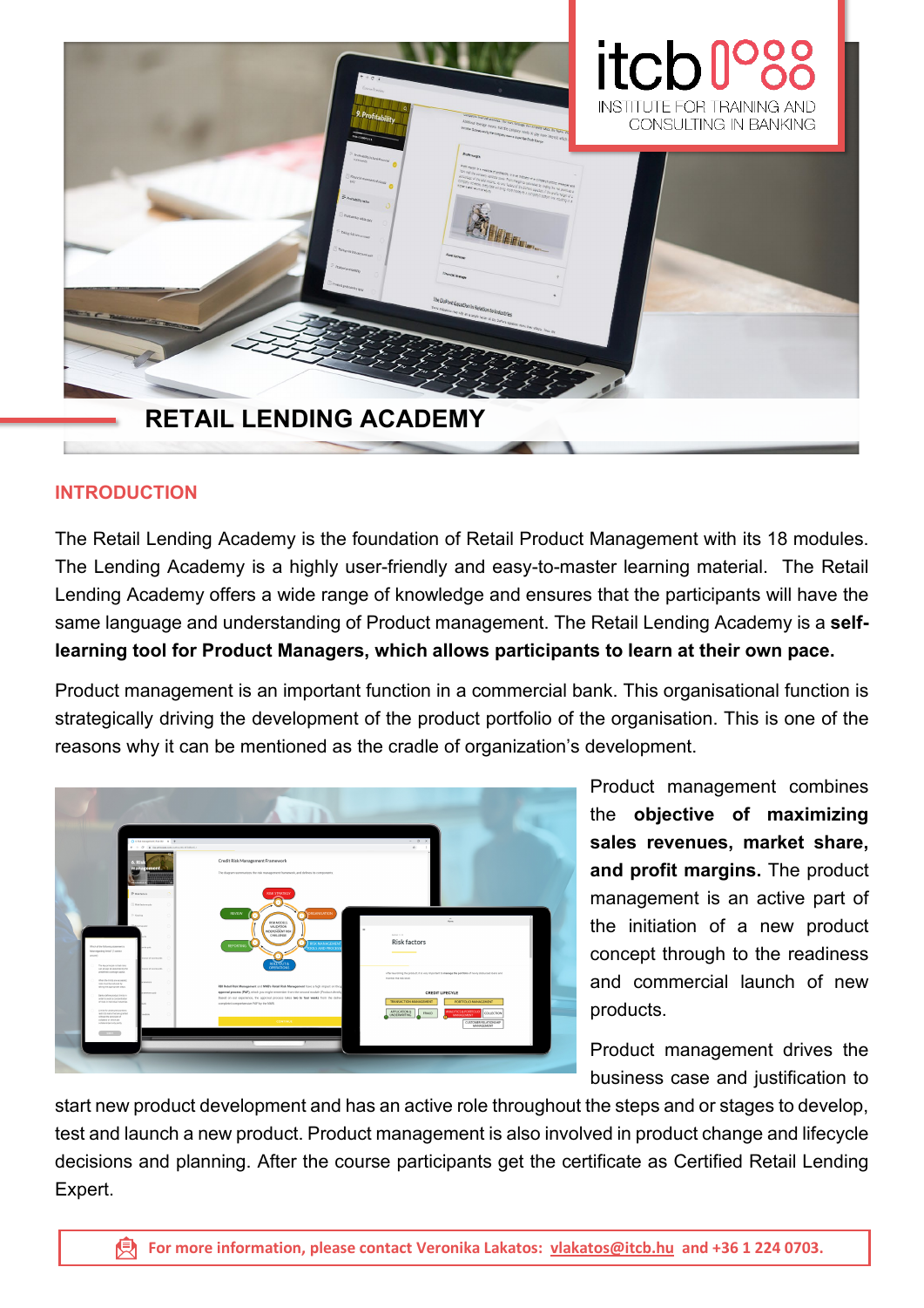itcb

INSTITUTE FOR TRAINING AND CONSULTING IN BANKING

# RETAIL LENDING ACADEMY

## INTRODUCTION

The Retail Lending Academy is the foundation of Retail Product Management with its 18 modules. The Lending Academy is a highly user-friendly and easy-to-master learning material. The Retail Lending Academy offers a wide range of knowledge and ensures that the participants will have the same language and understanding of Product management. The Retail Lending Academy is a **self-learning tool for Product Managers, which allows participants to learn at their own pace.**

Product management is an important function in a commercial bank. This organisational function is strategically driving the development of the product portfolio of the organisation. This is one of the reasons why it can be mentioned as the cradle of organization's development.

Product management combines the **objective of maximizing sales revenues, market share, and profit margins.** The product management is an active part of the initiation of a new product concept through to the readiness and commercial launch of new products.

Product management drives the business case and justification to start new product development and has an active role throughout the steps and or stages to develop, test and launch a new product. Product management is also involved in product change and lifecycle decisions and planning. After the course participants get the certificate as Certified Retail Lending Expert.

**For more information, please contact Veronika Lakatos: vlakatos@itcb.hu and +36 1 224 0703.**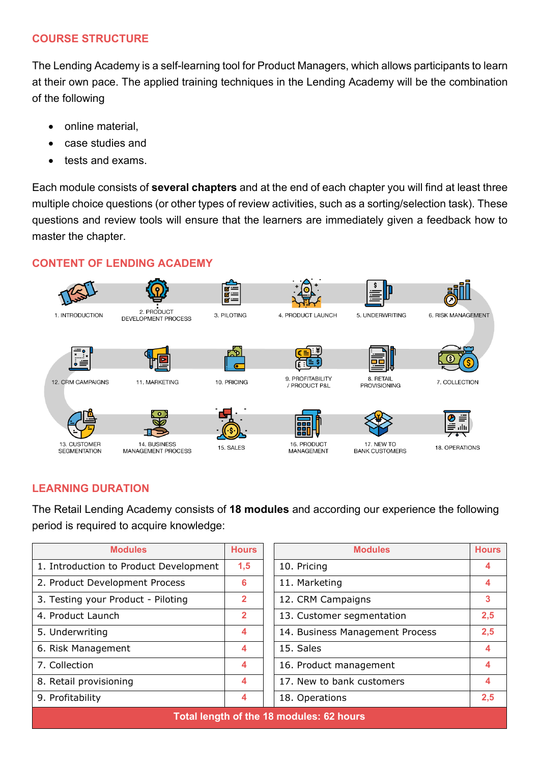## COURSE STRUCTURE

The Lending Academy is a self-learning tool for Product Managers, which allows participants to learn at their own pace. The applied training techniques in the Lending Academy will be the combination of the following

- online material,
- case studies and
- tests and exams.

Each module consists of **several chapters** and at the end of each chapter you will find at least three multiple choice questions (or other types of review activities, such as a sorting/selection task). These questions and review tools will ensure that the learners are immediately given a feedback how to master the chapter.

## CONTENT OF LENDING ACADEMY

1. INTRODUCTION
2. PRODUCT DEVELOPMENT PROCESS
3. PILOTING
4. PRODUCT LAUNCH
5. UNDERWRITING
6. RISK MANAGEMENT
7. COLLECTION
8. RETAIL PROVISIONING
9. PROFITABILITY / PRODUCT P&L
10. PRICING
11. MARKETING
12. CRM CAMPAIGNS
13. CUSTOMER SEGMENTATION
14. BUSINESS MANAGEMENT PROCESS
15. SALES
16. PRODUCT MANAGEMENT
17. NEW TO BANK CUSTOMERS
18. OPERATIONS

## LEARNING DURATION

The Retail Lending Academy consists of **18 modules** and according our experience the following period is required to acquire knowledge:

| Modules | Hours | Modules | Hours |
|---|---|---|---|
| 1. Introduction to Product Development | 1,5 | 10. Pricing | 4 |
| 2. Product Development Process | 6 | 11. Marketing | 4 |
| 3. Testing your Product - Piloting | 2 | 12. CRM Campaigns | 3 |
| 4. Product Launch | 2 | 13. Customer segmentation | 2,5 |
| 5. Underwriting | 4 | 14. Business Management Process | 2,5 |
| 6. Risk Management | 4 | 15. Sales | 4 |
| 7. Collection | 4 | 16. Product management | 4 |
| 8. Retail provisioning | 4 | 17. New to bank customers | 4 |
| 9. Profitability | 4 | 18. Operations | 2,5 |
| **Total length of the 18 modules: 62 hours** | | | |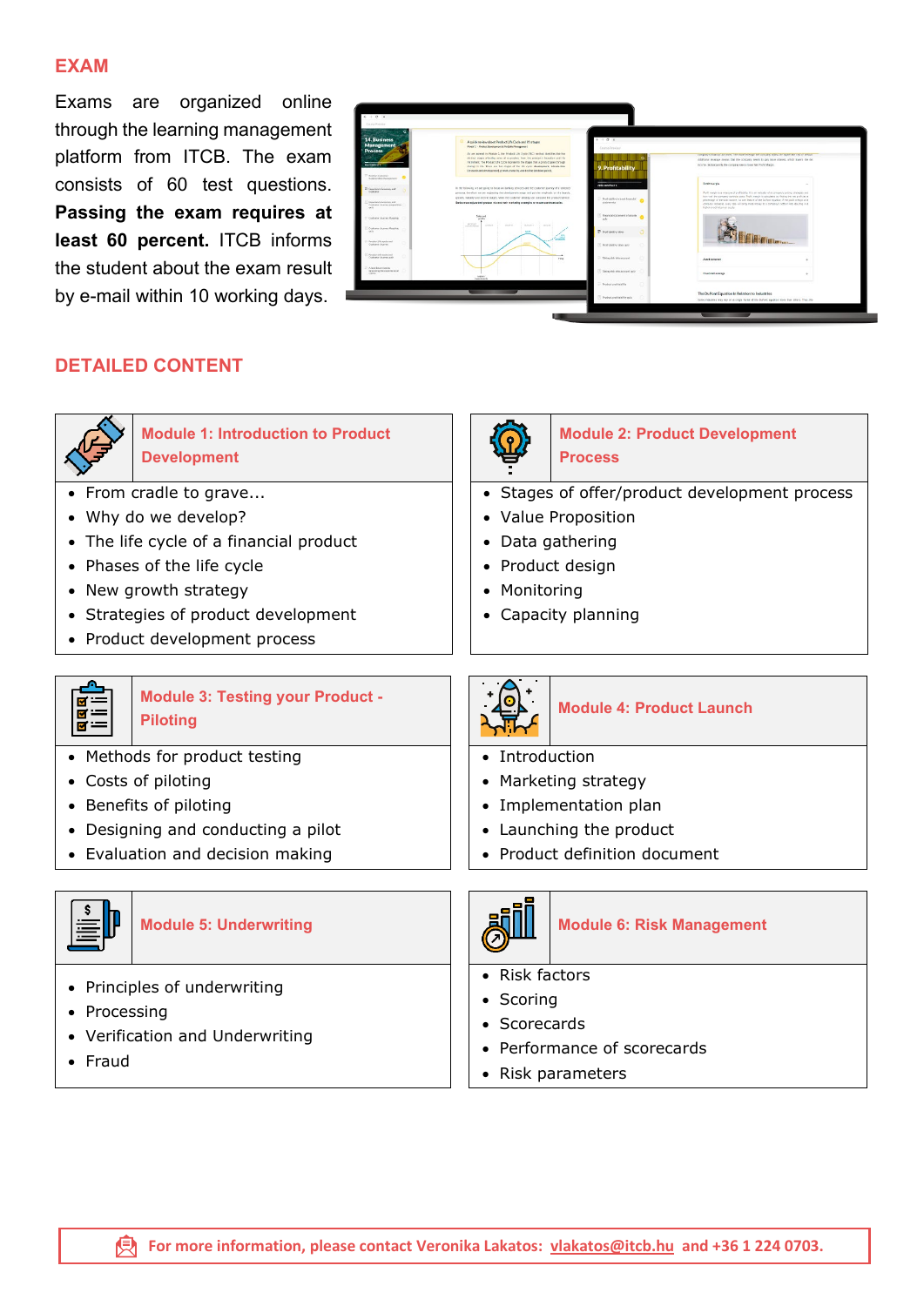## EXAM

Exams are organized online through the learning management platform from ITCB. The exam consists of 60 test questions. **Passing the exam requires at least 60 percent.** ITCB informs the student about the exam result by e-mail within 10 working days.

## DETAILED CONTENT

### Module 1: Introduction to Product Development

- From cradle to grave...
- Why do we develop?
- The life cycle of a financial product
- Phases of the life cycle
- New growth strategy
- Strategies of product development
- Product development process

### Module 2: Product Development Process

- Stages of offer/product development process
- Value Proposition
- Data gathering
- Product design
- Monitoring
- Capacity planning

### Module 3: Testing your Product - Piloting

- Methods for product testing
- Costs of piloting
- Benefits of piloting
- Designing and conducting a pilot
- Evaluation and decision making

### Module 4: Product Launch

- Introduction
- Marketing strategy
- Implementation plan
- Launching the product
- Product definition document

### Module 5: Underwriting

- Principles of underwriting
- Processing
- Verification and Underwriting
- Fraud

### Module 6: Risk Management

- Risk factors
- Scoring
- Scorecards
- Performance of scorecards
- Risk parameters

**For more information, please contact Veronika Lakatos: vlakatos@itcb.hu and +36 1 224 0703.**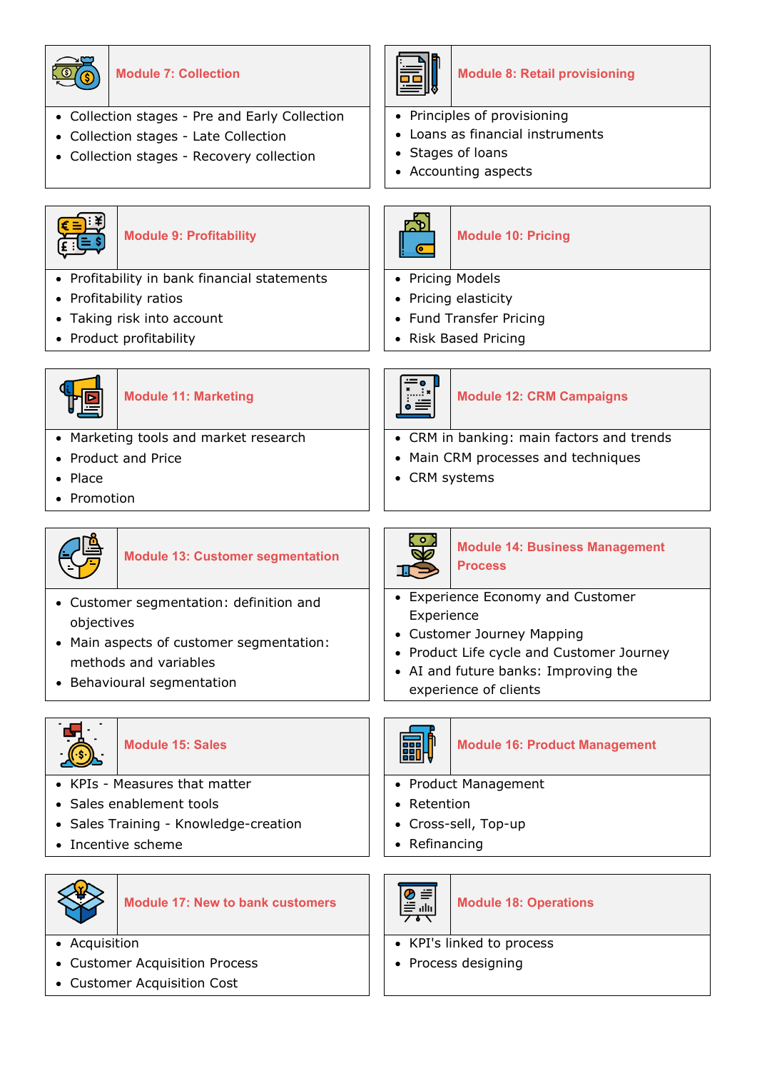### Module 7: Collection

- Collection stages - Pre and Early Collection
- Collection stages - Late Collection
- Collection stages - Recovery collection

### Module 8: Retail provisioning

- Principles of provisioning
- Loans as financial instruments
- Stages of loans
- Accounting aspects

### Module 9: Profitability

- Profitability in bank financial statements
- Profitability ratios
- Taking risk into account
- Product profitability

### Module 10: Pricing

- Pricing Models
- Pricing elasticity
- Fund Transfer Pricing
- Risk Based Pricing

### Module 11: Marketing

- Marketing tools and market research
- Product and Price
- Place
- Promotion

### Module 12: CRM Campaigns

- CRM in banking: main factors and trends
- Main CRM processes and techniques
- CRM systems

### Module 13: Customer segmentation

- Customer segmentation: definition and objectives
- Main aspects of customer segmentation: methods and variables
- Behavioural segmentation

### Module 14: Business Management Process

- Experience Economy and Customer Experience
- Customer Journey Mapping
- Product Life cycle and Customer Journey
- AI and future banks: Improving the experience of clients

### Module 15: Sales

- KPIs - Measures that matter
- Sales enablement tools
- Sales Training - Knowledge-creation
- Incentive scheme

### Module 16: Product Management

- Product Management
- Retention
- Cross-sell, Top-up
- Refinancing

### Module 17: New to bank customers

- Acquisition
- Customer Acquisition Process
- Customer Acquisition Cost

### Module 18: Operations

- KPI's linked to process
- Process designing